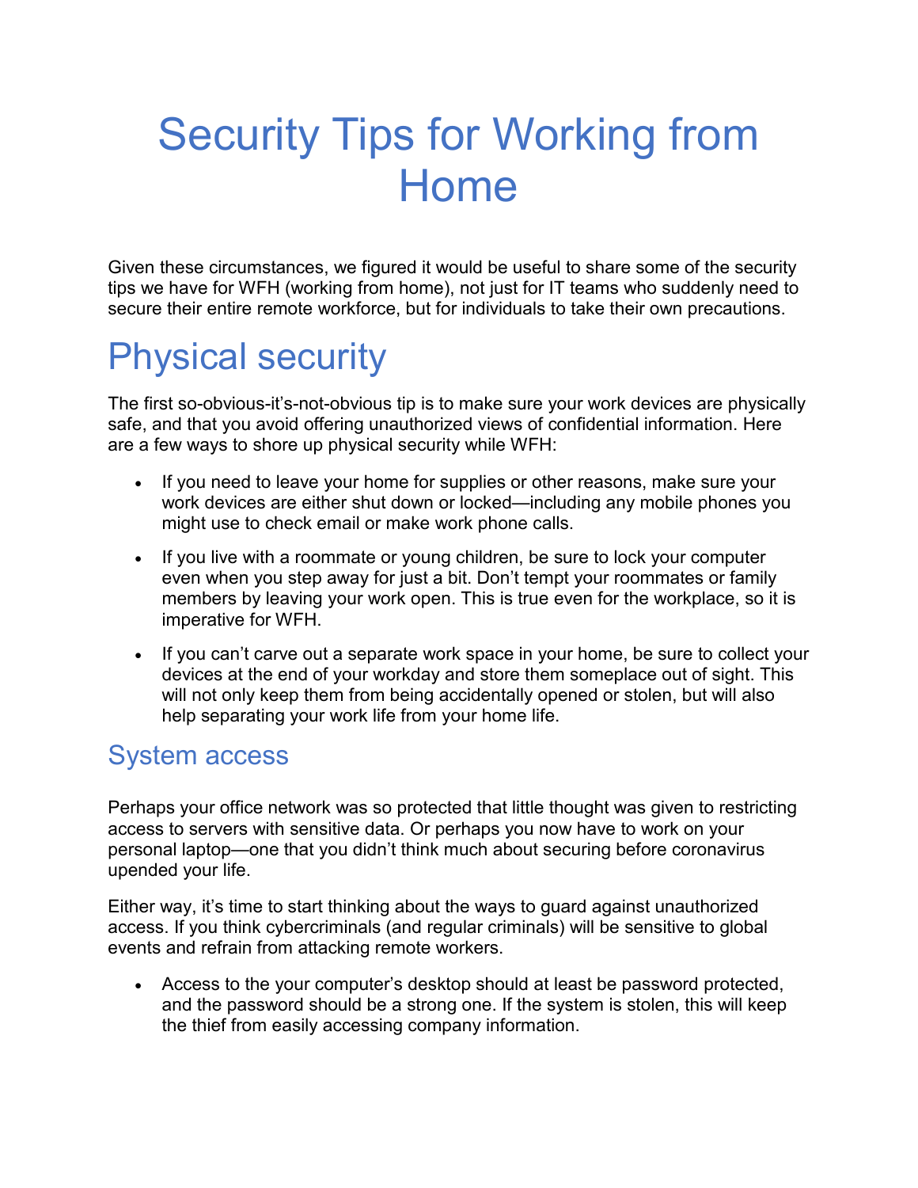# Security Tips for Working from Home

Given these circumstances, we figured it would be useful to share some of the security tips we have for WFH (working from home), not just for IT teams who suddenly need to secure their entire remote workforce, but for individuals to take their own precautions.

# Physical security

The first so-obvious-it's-not-obvious tip is to make sure your work devices are physically safe, and that you avoid offering unauthorized views of confidential information. Here are a few ways to shore up physical security while WFH:

- If you need to leave your home for supplies or other reasons, make sure your work devices are either shut down or locked—including any mobile phones you might use to check email or make work phone calls.
- If you live with a roommate or young children, be sure to lock your computer even when you step away for just a bit. Don't tempt your roommates or family members by leaving your work open. This is true even for the workplace, so it is imperative for WFH.
- If you can't carve out a separate work space in your home, be sure to collect your devices at the end of your workday and store them someplace out of sight. This will not only keep them from being accidentally opened or stolen, but will also help separating your work life from your home life.

## System access

Perhaps your office network was so protected that little thought was given to restricting access to servers with sensitive data. Or perhaps you now have to work on your personal laptop—one that you didn't think much about securing before coronavirus upended your life.

Either way, it's time to start thinking about the ways to guard against unauthorized access. If you think cybercriminals (and regular criminals) will be sensitive to global events and refrain from attacking remote workers.

- Access to the your computer's desktop should at least be password protected, and the password should be a strong one. If the system is stolen, this will keep the thief from easily accessing company information.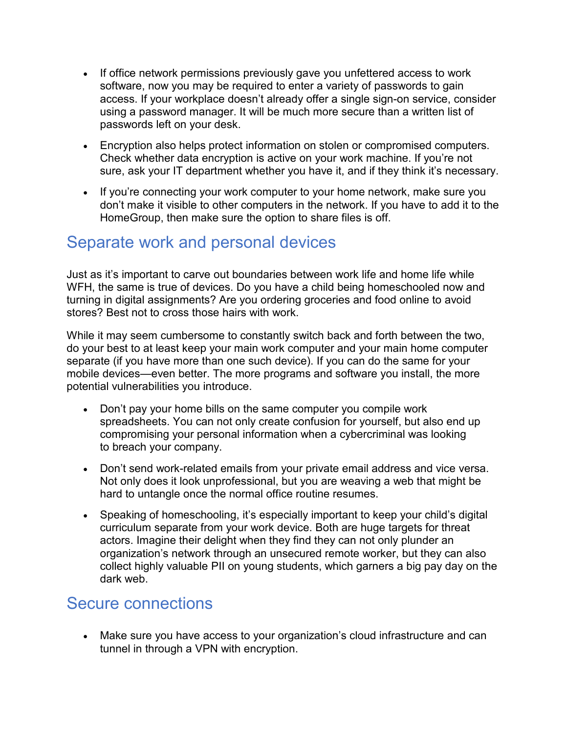- If office network permissions previously gave you unfettered access to work software, now you may be required to enter a variety of passwords to gain access. If your workplace doesn't already offer a single sign-on service, consider using a password manager. It will be much more secure than a written list of passwords left on your desk.
- Encryption also helps protect information on stolen or compromised computers. Check whether data encryption is active on your work machine. If you're not sure, ask your IT department whether you have it, and if they think it's necessary.
- If you're connecting your work computer to your home network, make sure you don't make it visible to other computers in the network. If you have to add it to the HomeGroup, then make sure the option to share files is off.

## Separate work and personal devices

Just as it's important to carve out boundaries between work life and home life while WFH, the same is true of devices. Do you have a child being homeschooled now and turning in digital assignments? Are you ordering groceries and food online to avoid stores? Best not to cross those hairs with work.

While it may seem cumbersome to constantly switch back and forth between the two, do your best to at least keep your main work computer and your main home computer separate (if you have more than one such device). If you can do the same for your mobile devices—even better. The more programs and software you install, the more potential vulnerabilities you introduce.

- Don't pay your home bills on the same computer you compile work spreadsheets. You can not only create confusion for yourself, but also end up compromising your personal information when a cybercriminal was looking to breach your company.
- Don't send work-related emails from your private email address and vice versa. Not only does it look unprofessional, but you are weaving a web that might be hard to untangle once the normal office routine resumes.
- Speaking of homeschooling, it's especially important to keep your child's digital curriculum separate from your work device. Both are huge targets for threat actors. Imagine their delight when they find they can not only plunder an organization's network through an unsecured remote worker, but they can also collect highly valuable PII on young students, which garners a big pay day on the dark web.

## Secure connections

- Make sure you have access to your organization's cloud infrastructure and can tunnel in through a VPN with encryption.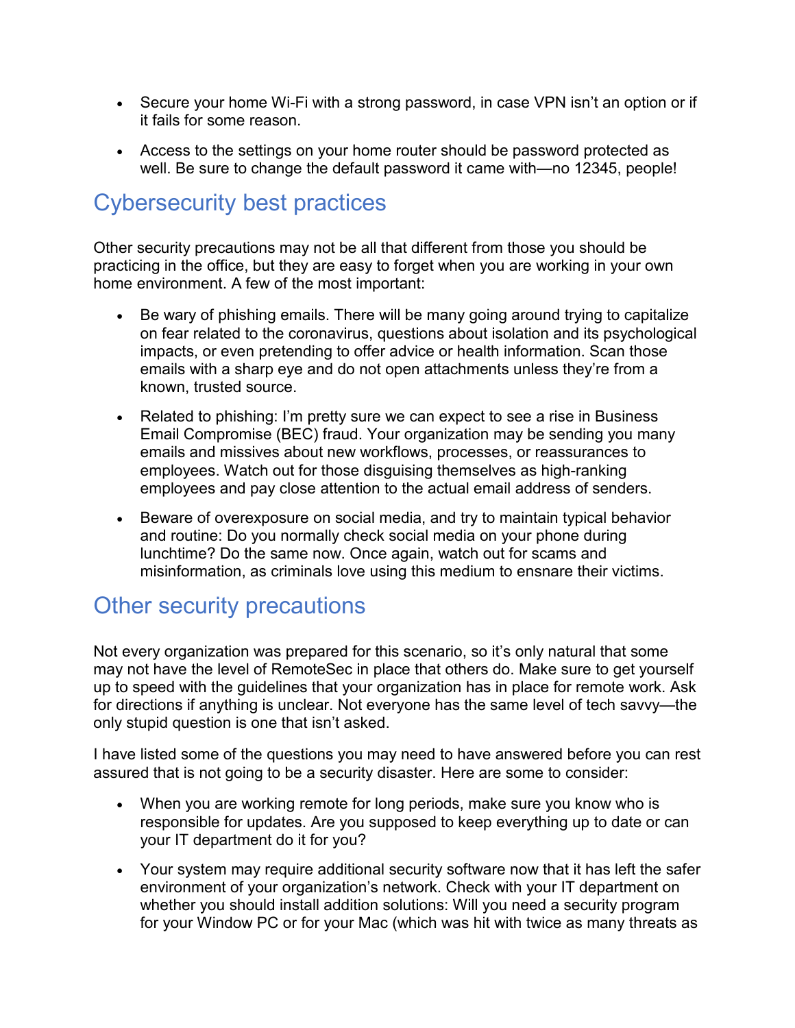- Secure your home Wi-Fi with a strong password, in case VPN isn't an option or if it fails for some reason.
- Access to the settings on your home router should be password protected as well. Be sure to change the default password it came with—no 12345, people!

## Cybersecurity best practices

Other security precautions may not be all that different from those you should be practicing in the office, but they are easy to forget when you are working in your own home environment. A few of the most important:

- Be wary of phishing emails. There will be many going around trying to capitalize on fear related to the coronavirus, questions about isolation and its psychological impacts, or even pretending to offer advice or health information. Scan those emails with a sharp eye and do not open attachments unless they're from a known, trusted source.
- Related to phishing: I'm pretty sure we can expect to see a rise in Business Email Compromise (BEC) fraud. Your organization may be sending you many emails and missives about new workflows, processes, or reassurances to employees. Watch out for those disguising themselves as high-ranking employees and pay close attention to the actual email address of senders.
- Beware of overexposure on social media, and try to maintain typical behavior and routine: Do you normally check social media on your phone during lunchtime? Do the same now. Once again, watch out for scams and misinformation, as criminals love using this medium to ensnare their victims.

## Other security precautions

Not every organization was prepared for this scenario, so it's only natural that some may not have the level of RemoteSec in place that others do. Make sure to get yourself up to speed with the guidelines that your organization has in place for remote work. Ask for directions if anything is unclear. Not everyone has the same level of tech savvy—the only stupid question is one that isn't asked.

I have listed some of the questions you may need to have answered before you can rest assured that is not going to be a security disaster. Here are some to consider:

- When you are working remote for long periods, make sure you know who is responsible for updates. Are you supposed to keep everything up to date or can your IT department do it for you?
- Your system may require additional security software now that it has left the safer environment of your organization's network. Check with your IT department on whether you should install addition solutions: Will you need a security program for your Window PC or for your Mac (which was hit with twice as many threats as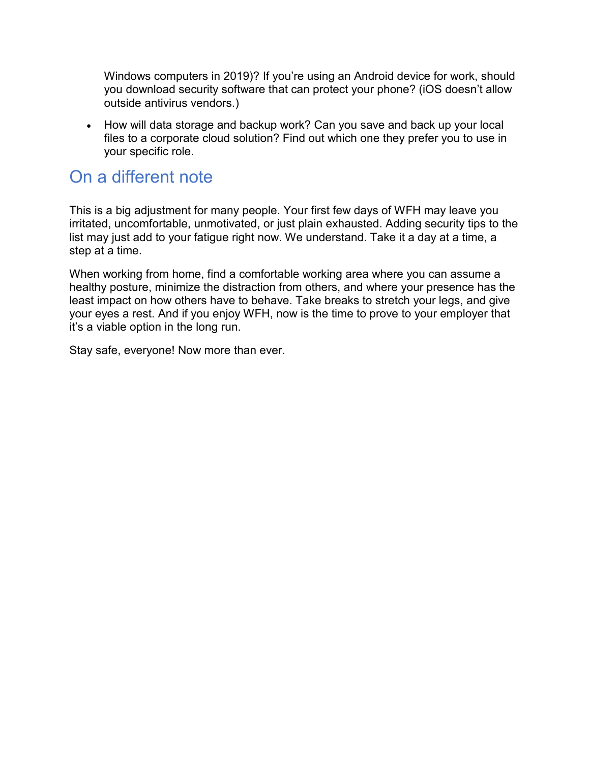Windows computers in 2019)? If you're using an Android device for work, should you download security software that can protect your phone? (iOS doesn't allow outside antivirus vendors.)

- How will data storage and backup work? Can you save and back up your local files to a corporate cloud solution? Find out which one they prefer you to use in your specific role.

## On a different note

This is a big adjustment for many people. Your first few days of WFH may leave you irritated, uncomfortable, unmotivated, or just plain exhausted. Adding security tips to the list may just add to your fatigue right now. We understand. Take it a day at a time, a step at a time.

When working from home, find a comfortable working area where you can assume a healthy posture, minimize the distraction from others, and where your presence has the least impact on how others have to behave. Take breaks to stretch your legs, and give your eyes a rest. And if you enjoy WFH, now is the time to prove to your employer that it's a viable option in the long run.

Stay safe, everyone! Now more than ever.